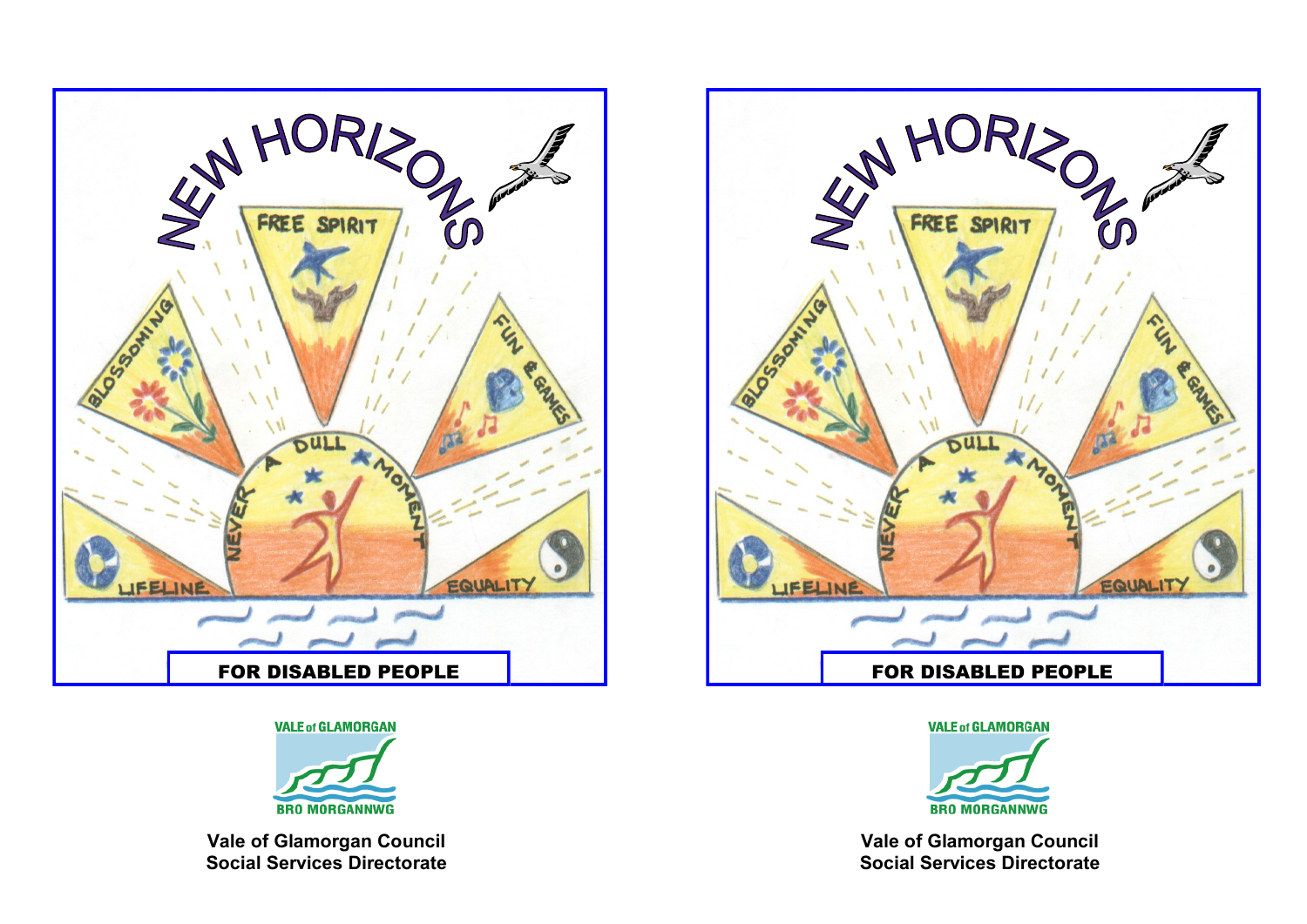# NEW HORIZONS

FREE SPIRIT

BLOSSOMING

FUN & GAMES

NEVER A DULL MOMENT

LIFELINE

EQUALITY

**FOR DISABLED PEOPLE**

VALE of GLAMORGAN
BRO MORGANNWG

**Vale of Glamorgan Council**
**Social Services Directorate**

# NEW HORIZONS

FREE SPIRIT

BLOSSOMING

FUN & GAMES

NEVER A DULL MOMENT

LIFELINE

EQUALITY

**FOR DISABLED PEOPLE**

VALE of GLAMORGAN
BRO MORGANNWG

**Vale of Glamorgan Council**
**Social Services Directorate**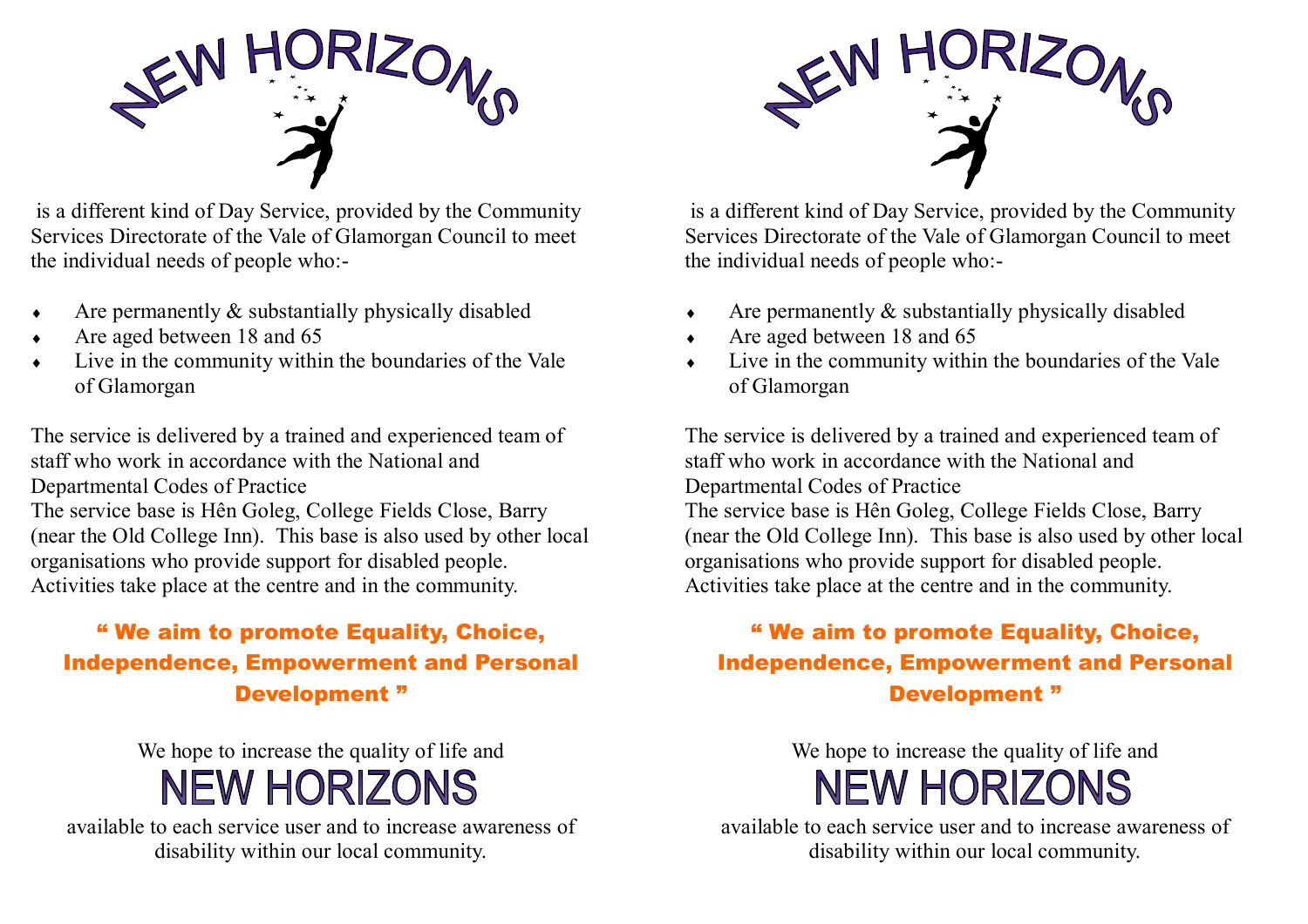# NEW HORIZONS

is a different kind of Day Service, provided by the Community Services Directorate of the Vale of Glamorgan Council to meet the individual needs of people who:-

- Are permanently & substantially physically disabled
- Are aged between 18 and 65
- Live in the community within the boundaries of the Vale of Glamorgan

The service is delivered by a trained and experienced team of staff who work in accordance with the National and Departmental Codes of Practice

The service base is Hên Goleg, College Fields Close, Barry (near the Old College Inn). This base is also used by other local organisations who provide support for disabled people. Activities take place at the centre and in the community.

**" We aim to promote Equality, Choice, Independence, Empowerment and Personal Development "**

We hope to increase the quality of life and

**NEW HORIZONS**

available to each service user and to increase awareness of disability within our local community.

# NEW HORIZONS

is a different kind of Day Service, provided by the Community Services Directorate of the Vale of Glamorgan Council to meet the individual needs of people who:-

- Are permanently & substantially physically disabled
- Are aged between 18 and 65
- Live in the community within the boundaries of the Vale of Glamorgan

The service is delivered by a trained and experienced team of staff who work in accordance with the National and Departmental Codes of Practice

The service base is Hên Goleg, College Fields Close, Barry (near the Old College Inn). This base is also used by other local organisations who provide support for disabled people. Activities take place at the centre and in the community.

**" We aim to promote Equality, Choice, Independence, Empowerment and Personal Development "**

We hope to increase the quality of life and

**NEW HORIZONS**

available to each service user and to increase awareness of disability within our local community.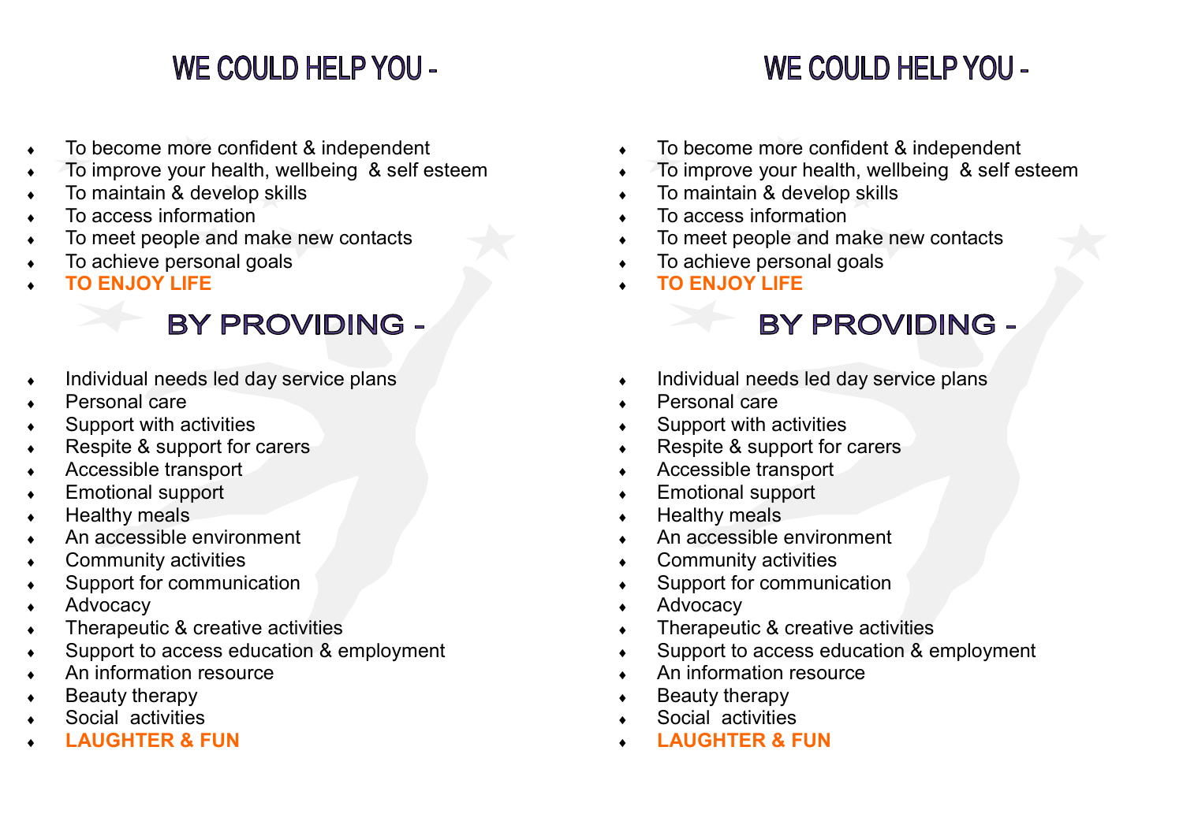# WE COULD HELP YOU -

- To become more confident & independent
- To improve your health, wellbeing & self esteem
- To maintain & develop skills
- To access information
- To meet people and make new contacts
- To achieve personal goals
- **TO ENJOY LIFE**

# BY PROVIDING -

- Individual needs led day service plans
- Personal care
- Support with activities
- Respite & support for carers
- Accessible transport
- Emotional support
- Healthy meals
- An accessible environment
- Community activities
- Support for communication
- Advocacy
- Therapeutic & creative activities
- Support to access education & employment
- An information resource
- Beauty therapy
- Social activities
- **LAUGHTER & FUN**

# WE COULD HELP YOU -

- To become more confident & independent
- To improve your health, wellbeing & self esteem
- To maintain & develop skills
- To access information
- To meet people and make new contacts
- To achieve personal goals
- **TO ENJOY LIFE**

# BY PROVIDING -

- Individual needs led day service plans
- Personal care
- Support with activities
- Respite & support for carers
- Accessible transport
- Emotional support
- Healthy meals
- An accessible environment
- Community activities
- Support for communication
- Advocacy
- Therapeutic & creative activities
- Support to access education & employment
- An information resource
- Beauty therapy
- Social activities
- **LAUGHTER & FUN**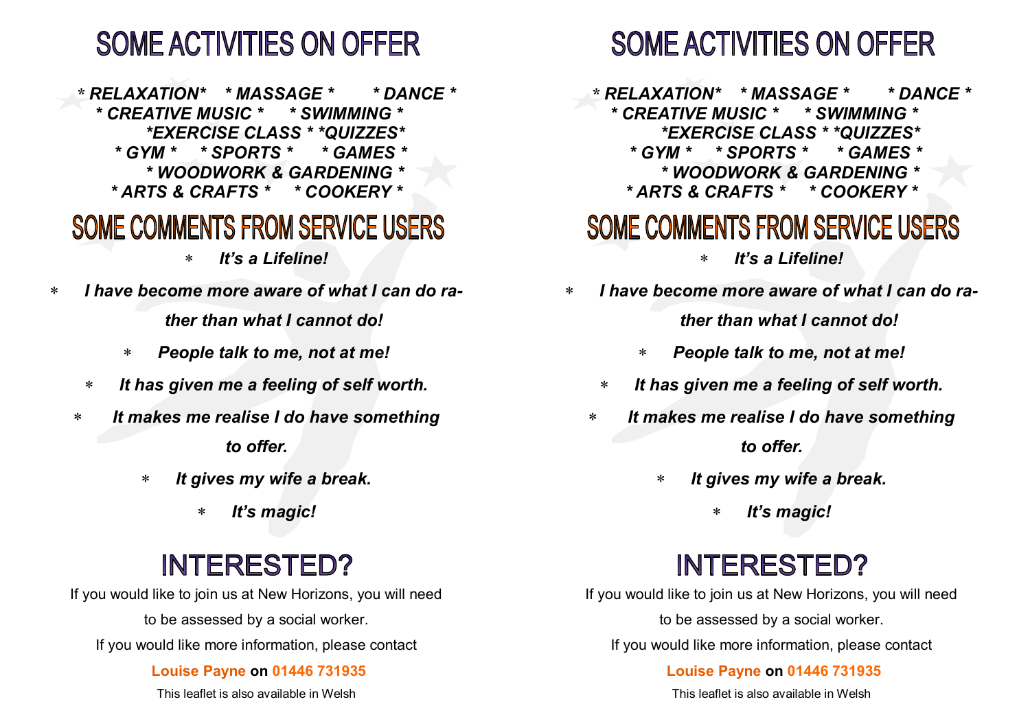# SOME ACTIVITIES ON OFFER

***** RELAXATION* * MASSAGE * * DANCE ***
***** CREATIVE MUSIC * * SWIMMING ***
***EXERCISE CLASS * *QUIZZES***
***** GYM * * SPORTS * * GAMES ***
***** WOODWORK & GARDENING ***
***** ARTS & CRAFTS * * COOKERY ***

# SOME COMMENTS FROM SERVICE USERS

- ***It's a Lifeline!***
- ***I have become more aware of what I can do rather than what I cannot do!***
- ***People talk to me, not at me!***
- ***It has given me a feeling of self worth.***
- ***It makes me realise I do have something to offer.***
- ***It gives my wife a break.***
- ***It's magic!***

# INTERESTED?

If you would like to join us at New Horizons, you will need to be assessed by a social worker.

If you would like more information, please contact

**Louise Payne on 01446 731935**

This leaflet is also available in Welsh

# SOME ACTIVITIES ON OFFER

***** RELAXATION* * MASSAGE * * DANCE ***
***** CREATIVE MUSIC * * SWIMMING ***
***EXERCISE CLASS * *QUIZZES***
***** GYM * * SPORTS * * GAMES ***
***** WOODWORK & GARDENING ***
***** ARTS & CRAFTS * * COOKERY ***

# SOME COMMENTS FROM SERVICE USERS

- ***It's a Lifeline!***
- ***I have become more aware of what I can do rather than what I cannot do!***
- ***People talk to me, not at me!***
- ***It has given me a feeling of self worth.***
- ***It makes me realise I do have something to offer.***
- ***It gives my wife a break.***
- ***It's magic!***

# INTERESTED?

If you would like to join us at New Horizons, you will need to be assessed by a social worker.

If you would like more information, please contact

**Louise Payne on 01446 731935**

This leaflet is also available in Welsh